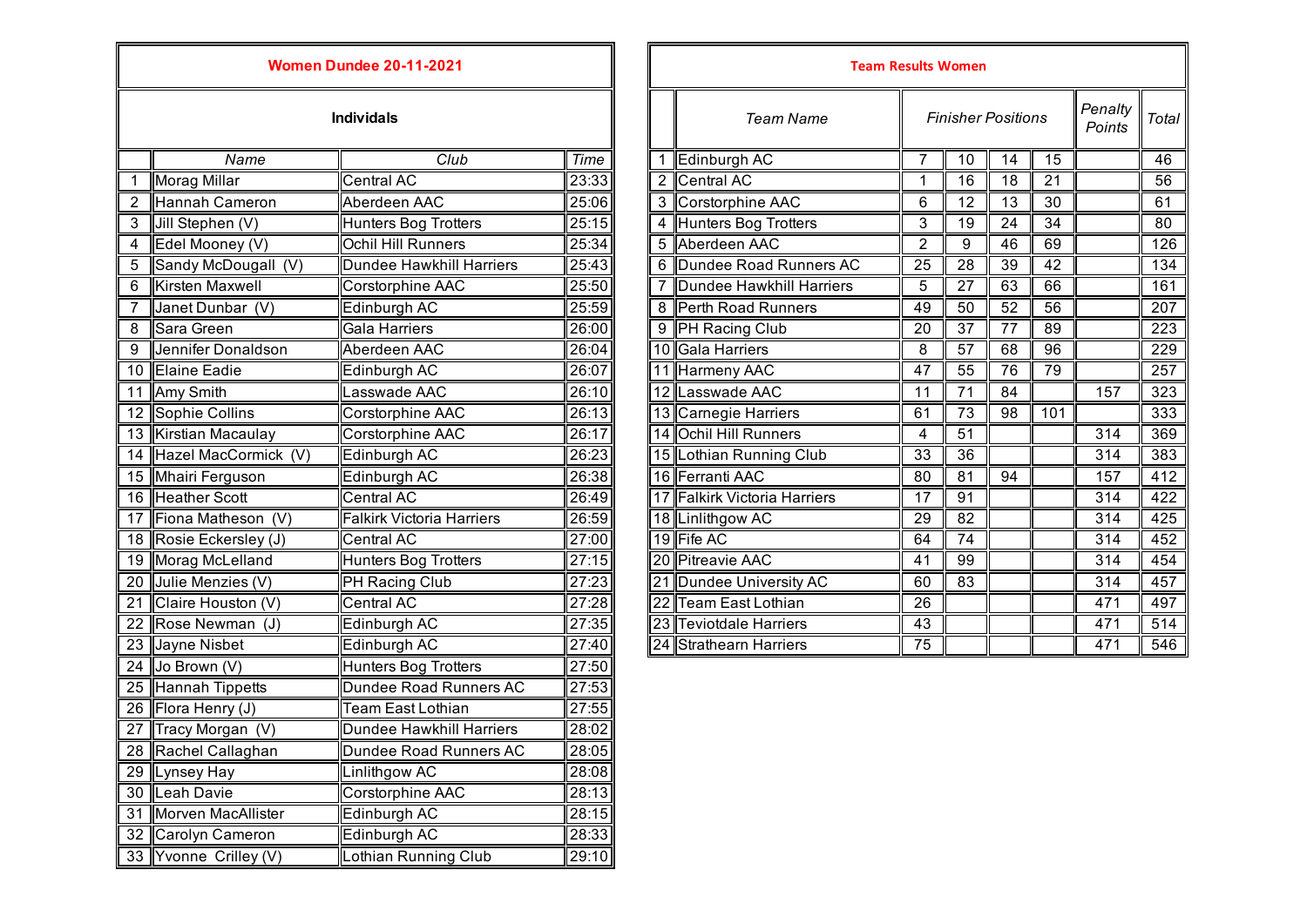## Women Dundee 20-11-2021

### Individals

| | Name | Club | Time |
|---|---|---|---|
| 1 | Morag Millar | Central AC | 23:33 |
| 2 | Hannah Cameron | Aberdeen AAC | 25:06 |
| 3 | Jill Stephen (V) | Hunters Bog Trotters | 25:15 |
| 4 | Edel Mooney (V) | Ochil Hill Runners | 25:34 |
| 5 | Sandy McDougall (V) | Dundee Hawkhill Harriers | 25:43 |
| 6 | Kirsten Maxwell | Corstorphine AAC | 25:50 |
| 7 | Janet Dunbar (V) | Edinburgh AC | 25:59 |
| 8 | Sara Green | Gala Harriers | 26:00 |
| 9 | Jennifer Donaldson | Aberdeen AAC | 26:04 |
| 10 | Elaine Eadie | Edinburgh AC | 26:07 |
| 11 | Amy Smith | Lasswade AAC | 26:10 |
| 12 | Sophie Collins | Corstorphine AAC | 26:13 |
| 13 | Kirstian Macaulay | Corstorphine AAC | 26:17 |
| 14 | Hazel MacCormick (V) | Edinburgh AC | 26:23 |
| 15 | Mhairi Ferguson | Edinburgh AC | 26:38 |
| 16 | Heather Scott | Central AC | 26:49 |
| 17 | Fiona Matheson (V) | Falkirk Victoria Harriers | 26:59 |
| 18 | Rosie Eckersley (J) | Central AC | 27:00 |
| 19 | Morag McLelland | Hunters Bog Trotters | 27:15 |
| 20 | Julie Menzies (V) | PH Racing Club | 27:23 |
| 21 | Claire Houston (V) | Central AC | 27:28 |
| 22 | Rose Newman (J) | Edinburgh AC | 27:35 |
| 23 | Jayne Nisbet | Edinburgh AC | 27:40 |
| 24 | Jo Brown (V) | Hunters Bog Trotters | 27:50 |
| 25 | Hannah Tippetts | Dundee Road Runners AC | 27:53 |
| 26 | Flora Henry (J) | Team East Lothian | 27:55 |
| 27 | Tracy Morgan (V) | Dundee Hawkhill Harriers | 28:02 |
| 28 | Rachel Callaghan | Dundee Road Runners AC | 28:05 |
| 29 | Lynsey Hay | Linlithgow AC | 28:08 |
| 30 | Leah Davie | Corstorphine AAC | 28:13 |
| 31 | Morven MacAllister | Edinburgh AC | 28:15 |
| 32 | Carolyn Cameron | Edinburgh AC | 28:33 |
| 33 | Yvonne Crilley (V) | Lothian Running Club | 29:10 |

## Team Results Women

| | Team Name | Finisher Positions | | | | Penalty Points | Total |
|---|---|---|---|---|---|---|---|
| 1 | Edinburgh AC | 7 | 10 | 14 | 15 | | 46 |
| 2 | Central AC | 1 | 16 | 18 | 21 | | 56 |
| 3 | Corstorphine AAC | 6 | 12 | 13 | 30 | | 61 |
| 4 | Hunters Bog Trotters | 3 | 19 | 24 | 34 | | 80 |
| 5 | Aberdeen AAC | 2 | 9 | 46 | 69 | | 126 |
| 6 | Dundee Road Runners AC | 25 | 28 | 39 | 42 | | 134 |
| 7 | Dundee Hawkhill Harriers | 5 | 27 | 63 | 66 | | 161 |
| 8 | Perth Road Runners | 49 | 50 | 52 | 56 | | 207 |
| 9 | PH Racing Club | 20 | 37 | 77 | 89 | | 223 |
| 10 | Gala Harriers | 8 | 57 | 68 | 96 | | 229 |
| 11 | Harmeny AAC | 47 | 55 | 76 | 79 | | 257 |
| 12 | Lasswade AAC | 11 | 71 | 84 | | 157 | 323 |
| 13 | Carnegie Harriers | 61 | 73 | 98 | 101 | | 333 |
| 14 | Ochil Hill Runners | 4 | 51 | | | 314 | 369 |
| 15 | Lothian Running Club | 33 | 36 | | | 314 | 383 |
| 16 | Ferranti AAC | 80 | 81 | 94 | | 157 | 412 |
| 17 | Falkirk Victoria Harriers | 17 | 91 | | | 314 | 422 |
| 18 | Linlithgow AC | 29 | 82 | | | 314 | 425 |
| 19 | Fife AC | 64 | 74 | | | 314 | 452 |
| 20 | Pitreavie AAC | 41 | 99 | | | 314 | 454 |
| 21 | Dundee University AC | 60 | 83 | | | 314 | 457 |
| 22 | Team East Lothian | 26 | | | | 471 | 497 |
| 23 | Teviotdale Harriers | 43 | | | | 471 | 514 |
| 24 | Strathearn Harriers | 75 | | | | 471 | 546 |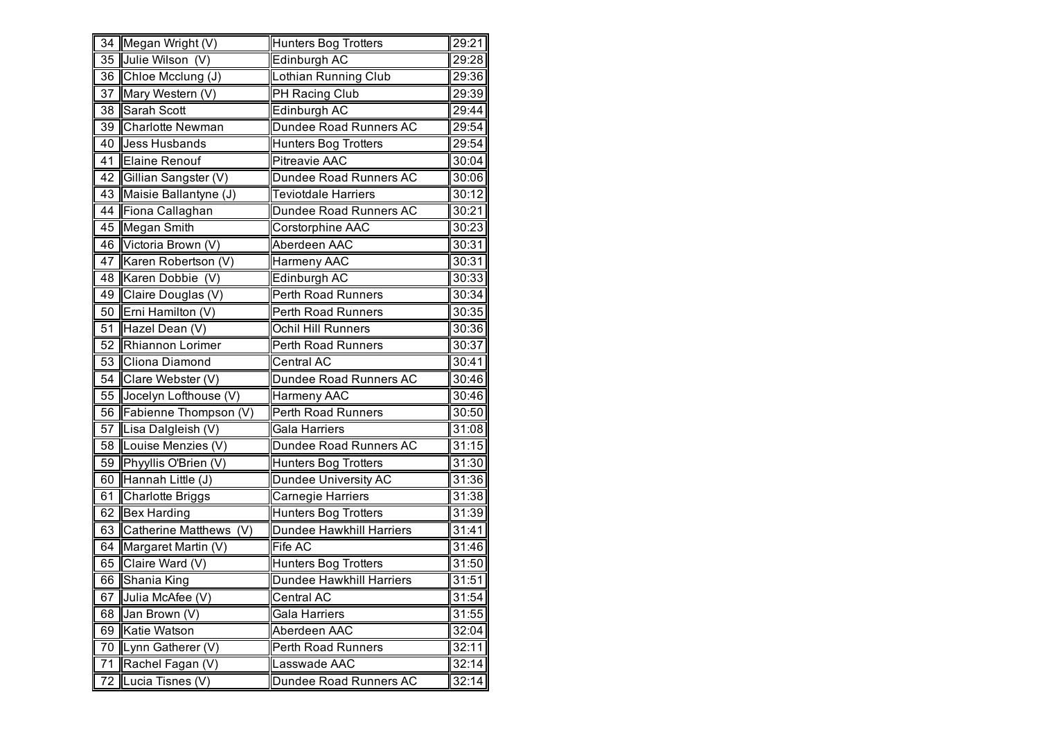| | | | |
|---|---|---|---|
| 34 | Megan Wright (V) | Hunters Bog Trotters | 29:21 |
| 35 | Julie Wilson  (V) | Edinburgh AC | 29:28 |
| 36 | Chloe Mcclung (J) | Lothian Running Club | 29:36 |
| 37 | Mary Western (V) | PH Racing Club | 29:39 |
| 38 | Sarah Scott | Edinburgh AC | 29:44 |
| 39 | Charlotte Newman | Dundee Road Runners AC | 29:54 |
| 40 | Jess Husbands | Hunters Bog Trotters | 29:54 |
| 41 | Elaine Renouf | Pitreavie AAC | 30:04 |
| 42 | Gillian Sangster (V) | Dundee Road Runners AC | 30:06 |
| 43 | Maisie Ballantyne (J) | Teviotdale Harriers | 30:12 |
| 44 | Fiona Callaghan | Dundee Road Runners AC | 30:21 |
| 45 | Megan Smith | Corstorphine AAC | 30:23 |
| 46 | Victoria Brown (V) | Aberdeen AAC | 30:31 |
| 47 | Karen Robertson (V) | Harmeny AAC | 30:31 |
| 48 | Karen Dobbie  (V) | Edinburgh AC | 30:33 |
| 49 | Claire Douglas (V) | Perth Road Runners | 30:34 |
| 50 | Erni Hamilton (V) | Perth Road Runners | 30:35 |
| 51 | Hazel Dean (V) | Ochil Hill Runners | 30:36 |
| 52 | Rhiannon Lorimer | Perth Road Runners | 30:37 |
| 53 | Cliona Diamond | Central AC | 30:41 |
| 54 | Clare Webster (V) | Dundee Road Runners AC | 30:46 |
| 55 | Jocelyn Lofthouse (V) | Harmeny AAC | 30:46 |
| 56 | Fabienne Thompson (V) | Perth Road Runners | 30:50 |
| 57 | Lisa Dalgleish (V) | Gala Harriers | 31:08 |
| 58 | Louise Menzies (V) | Dundee Road Runners AC | 31:15 |
| 59 | Phyyllis O'Brien (V) | Hunters Bog Trotters | 31:30 |
| 60 | Hannah Little (J) | Dundee University AC | 31:36 |
| 61 | Charlotte Briggs | Carnegie Harriers | 31:38 |
| 62 | Bex Harding | Hunters Bog Trotters | 31:39 |
| 63 | Catherine Matthews  (V) | Dundee Hawkhill Harriers | 31:41 |
| 64 | Margaret Martin (V) | Fife AC | 31:46 |
| 65 | Claire Ward (V) | Hunters Bog Trotters | 31:50 |
| 66 | Shania King | Dundee Hawkhill Harriers | 31:51 |
| 67 | Julia McAfee (V) | Central AC | 31:54 |
| 68 | Jan Brown (V) | Gala Harriers | 31:55 |
| 69 | Katie Watson | Aberdeen AAC | 32:04 |
| 70 | Lynn Gatherer (V) | Perth Road Runners | 32:11 |
| 71 | Rachel Fagan (V) | Lasswade AAC | 32:14 |
| 72 | Lucia Tisnes (V) | Dundee Road Runners AC | 32:14 |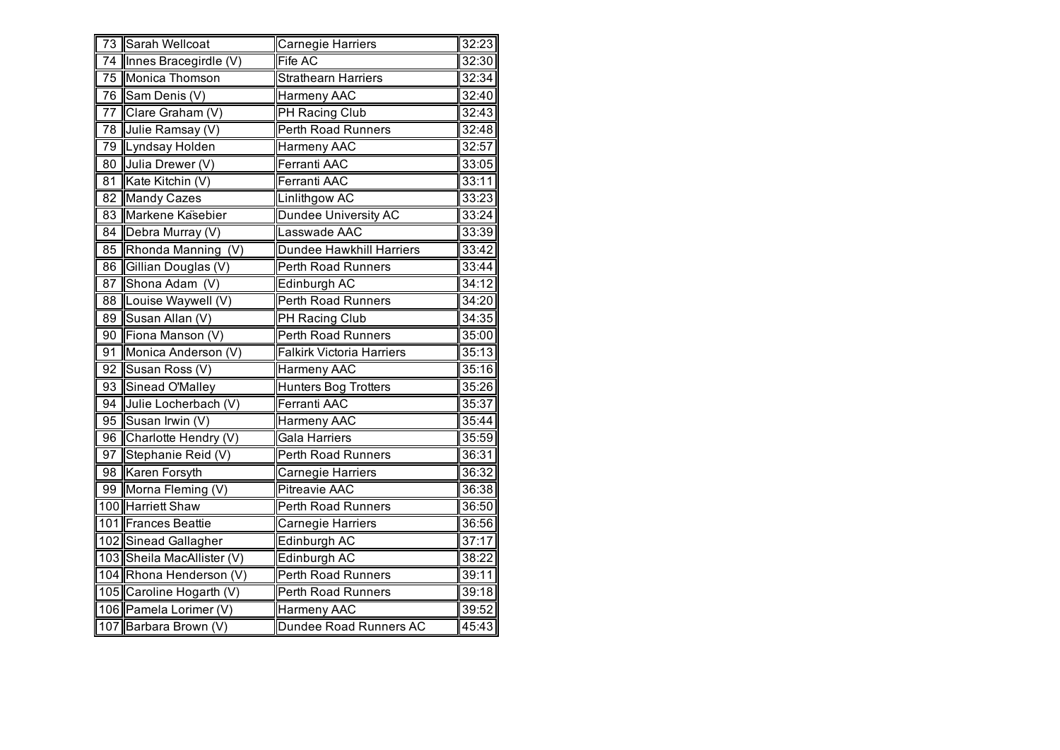| | | | |
|---|---|---|---|
| 73 | Sarah Wellcoat | Carnegie Harriers | 32:23 |
| 74 | Innes Bracegirdle (V) | Fife AC | 32:30 |
| 75 | Monica Thomson | Strathearn Harriers | 32:34 |
| 76 | Sam Denis (V) | Harmeny AAC | 32:40 |
| 77 | Clare Graham (V) | PH Racing Club | 32:43 |
| 78 | Julie Ramsay (V) | Perth Road Runners | 32:48 |
| 79 | Lyndsay Holden | Harmeny AAC | 32:57 |
| 80 | Julia Drewer (V) | Ferranti AAC | 33:05 |
| 81 | Kate Kitchin (V) | Ferranti AAC | 33:11 |
| 82 | Mandy Cazes | Linlithgow AC | 33:23 |
| 83 | Markene Käsebier | Dundee University AC | 33:24 |
| 84 | Debra Murray (V) | Lasswade AAC | 33:39 |
| 85 | Rhonda Manning (V) | Dundee Hawkhill Harriers | 33:42 |
| 86 | Gillian Douglas (V) | Perth Road Runners | 33:44 |
| 87 | Shona Adam (V) | Edinburgh AC | 34:12 |
| 88 | Louise Waywell (V) | Perth Road Runners | 34:20 |
| 89 | Susan Allan (V) | PH Racing Club | 34:35 |
| 90 | Fiona Manson (V) | Perth Road Runners | 35:00 |
| 91 | Monica Anderson (V) | Falkirk Victoria Harriers | 35:13 |
| 92 | Susan Ross (V) | Harmeny AAC | 35:16 |
| 93 | Sinead O'Malley | Hunters Bog Trotters | 35:26 |
| 94 | Julie Locherbach (V) | Ferranti AAC | 35:37 |
| 95 | Susan Irwin (V) | Harmeny AAC | 35:44 |
| 96 | Charlotte Hendry (V) | Gala Harriers | 35:59 |
| 97 | Stephanie Reid (V) | Perth Road Runners | 36:31 |
| 98 | Karen Forsyth | Carnegie Harriers | 36:32 |
| 99 | Morna Fleming (V) | Pitreavie AAC | 36:38 |
| 100 | Harriett Shaw | Perth Road Runners | 36:50 |
| 101 | Frances Beattie | Carnegie Harriers | 36:56 |
| 102 | Sinead Gallagher | Edinburgh AC | 37:17 |
| 103 | Sheila MacAllister (V) | Edinburgh AC | 38:22 |
| 104 | Rhona Henderson (V) | Perth Road Runners | 39:11 |
| 105 | Caroline Hogarth (V) | Perth Road Runners | 39:18 |
| 106 | Pamela Lorimer (V) | Harmeny AAC | 39:52 |
| 107 | Barbara Brown (V) | Dundee Road Runners AC | 45:43 |